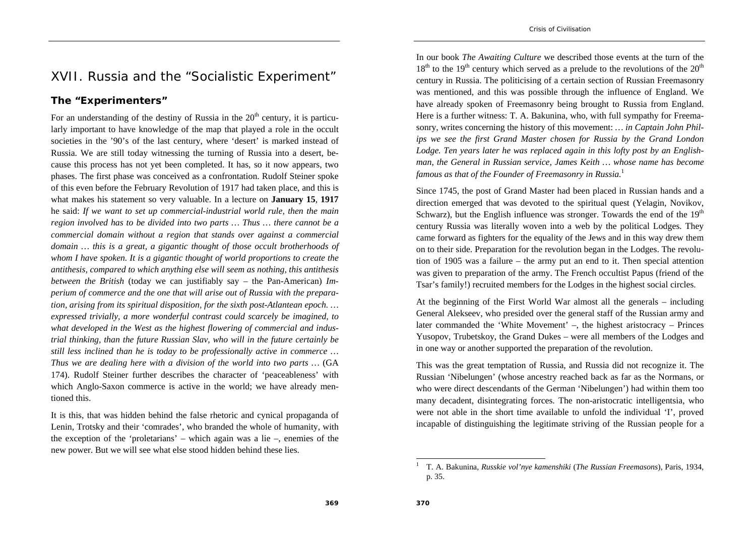# XVII. Russia and the "Socialistic Experiment"

## The "Experimenters"

For an understanding of the destiny of Russia in the 20th century, it is particularly important to have knowledge of the map that played a role in the occult societies in the '90's of the last century, where 'desert' is marked instead of Russia. We are still today witnessing the turning of Russia into a desert, because this process has not yet been completed. It has, so it now appears, two phases. The first phase was conceived as a confrontation. Rudolf Steiner spoke of this even before the February Revolution of 1917 had taken place, and this is what makes his statement so very valuable. In a lecture on **January 15, 1917** he said: *If we want to set up commercial-industrial world rule, then the main region involved has to be divided into two parts … Thus … there cannot be a commercial domain without a region that stands over against a commercial domain … this is a great, a gigantic thought of those occult brotherhoods of whom I have spoken. It is a gigantic thought of world proportions to create the antithesis, compared to which anything else will seem as nothing, this antithesis between the British* (today we can justifiably say – the Pan-American) *Imperium of commerce and the one that will arise out of Russia with the preparation, arising from its spiritual disposition, for the sixth post-Atlantean epoch. … expressed trivially, a more wonderful contrast could scarcely be imagined, to what developed in the West as the highest flowering of commercial and industrial thinking, than the future Russian Slav, who will in the future certainly be still less inclined than he is today to be professionally active in commerce … Thus we are dealing here with a division of the world into two parts …* (GA 174). Rudolf Steiner further describes the character of 'peaceableness' with which Anglo-Saxon commerce is active in the world; we have already mentioned this.

It is this, that was hidden behind the false rhetoric and cynical propaganda of Lenin, Trotsky and their 'comrades', who branded the whole of humanity, with the exception of the 'proletarians' – which again was a lie –, enemies of the new power. But we will see what else stood hidden behind these lies.

In our book *The Awaiting Culture* we described those events at the turn of the 18th to the 19th century which served as a prelude to the revolutions of the 20th century in Russia. The politicising of a certain section of Russian Freemasonry was mentioned, and this was possible through the influence of England. We have already spoken of Freemasonry being brought to Russia from England. Here is a further witness: T. A. Bakunina, who, with full sympathy for Freemasonry, writes concerning the history of this movement: … *in Captain John Philips we see the first Grand Master chosen for Russia by the Grand London Lodge. Ten years later he was replaced again in this lofty post by an Englishman, the General in Russian service, James Keith … whose name has become famous as that of the Founder of Freemasonry in Russia.*[1]

Since 1745, the post of Grand Master had been placed in Russian hands and a direction emerged that was devoted to the spiritual quest (Yelagin, Novikov, Schwarz), but the English influence was stronger. Towards the end of the 19th century Russia was literally woven into a web by the political Lodges. They came forward as fighters for the equality of the Jews and in this way drew them on to their side. Preparation for the revolution began in the Lodges. The revolution of 1905 was a failure – the army put an end to it. Then special attention was given to preparation of the army. The French occultist Papus (friend of the Tsar's family!) recruited members for the Lodges in the highest social circles.

At the beginning of the First World War almost all the generals – including General Alekseev, who presided over the general staff of the Russian army and later commanded the 'White Movement' –, the highest aristocracy – Princes Yusopov, Trubetskoy, the Grand Dukes – were all members of the Lodges and in one way or another supported the preparation of the revolution.

This was the great temptation of Russia, and Russia did not recognize it. The Russian 'Nibelungen' (whose ancestry reached back as far as the Normans, or who were direct descendants of the German 'Nibelungen') had within them too many decadent, disintegrating forces. The non-aristocratic intelligentsia, who were not able in the short time available to unfold the individual 'I', proved incapable of distinguishing the legitimate striving of the Russian people for a

---

[1] T. A. Bakunina, *Russkie vol'nye kamenshiki* (*The Russian Freemasons*), Paris, 1934, p. 35.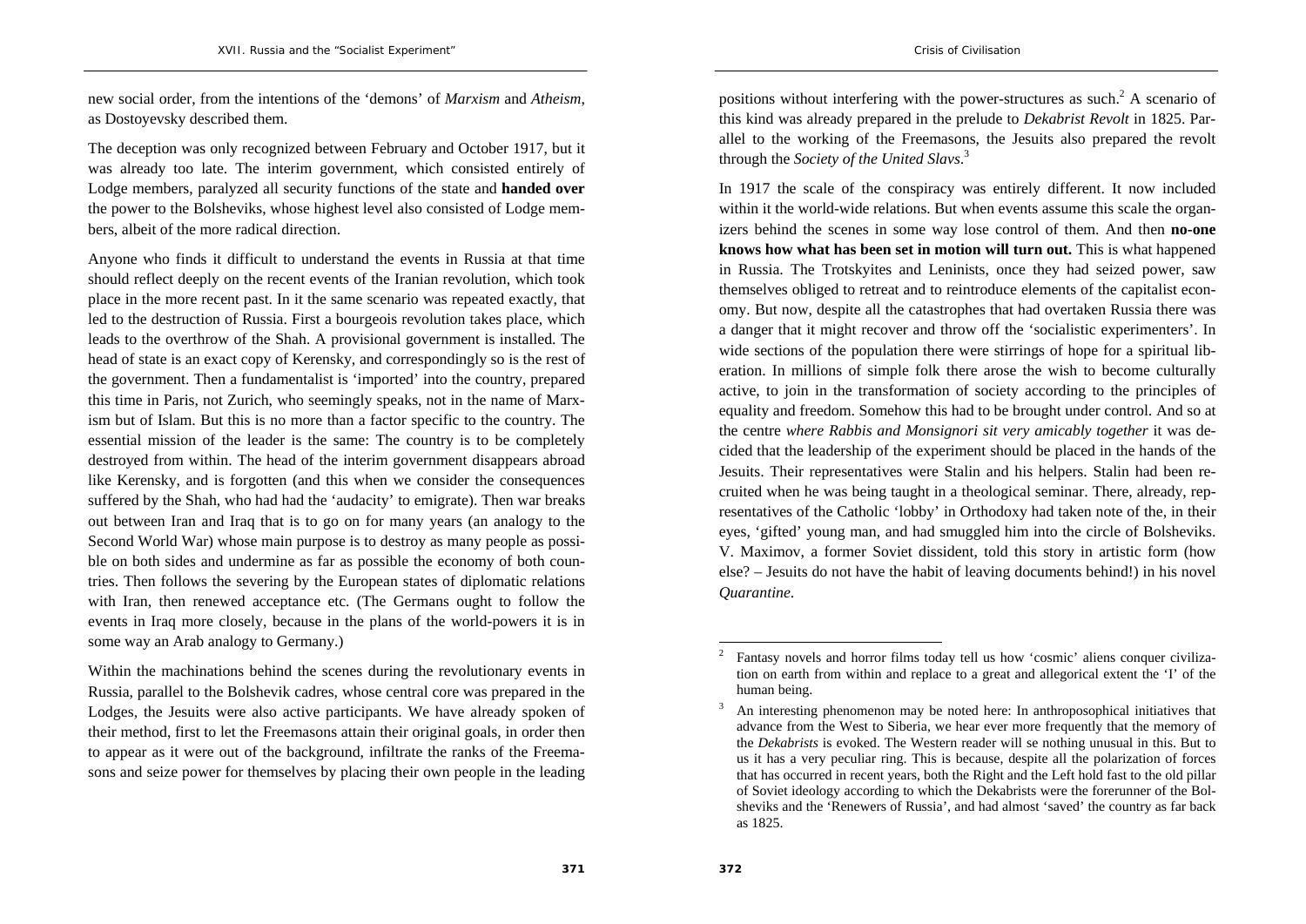new social order, from the intentions of the 'demons' of *Marxism* and *Atheism*, as Dostoyevsky described them.

The deception was only recognized between February and October 1917, but it was already too late. The interim government, which consisted entirely of Lodge members, paralyzed all security functions of the state and **handed over** the power to the Bolsheviks, whose highest level also consisted of Lodge members, albeit of the more radical direction.

Anyone who finds it difficult to understand the events in Russia at that time should reflect deeply on the recent events of the Iranian revolution, which took place in the more recent past. In it the same scenario was repeated exactly, that led to the destruction of Russia. First a bourgeois revolution takes place, which leads to the overthrow of the Shah. A provisional government is installed. The head of state is an exact copy of Kerensky, and correspondingly so is the rest of the government. Then a fundamentalist is 'imported' into the country, prepared this time in Paris, not Zurich, who seemingly speaks, not in the name of Marxism but of Islam. But this is no more than a factor specific to the country. The essential mission of the leader is the same: The country is to be completely destroyed from within. The head of the interim government disappears abroad like Kerensky, and is forgotten (and this when we consider the consequences suffered by the Shah, who had had the 'audacity' to emigrate). Then war breaks out between Iran and Iraq that is to go on for many years (an analogy to the Second World War) whose main purpose is to destroy as many people as possible on both sides and undermine as far as possible the economy of both countries. Then follows the severing by the European states of diplomatic relations with Iran, then renewed acceptance etc. (The Germans ought to follow the events in Iraq more closely, because in the plans of the world-powers it is in some way an Arab analogy to Germany.)

Within the machinations behind the scenes during the revolutionary events in Russia, parallel to the Bolshevik cadres, whose central core was prepared in the Lodges, the Jesuits were also active participants. We have already spoken of their method, first to let the Freemasons attain their original goals, in order then to appear as it were out of the background, infiltrate the ranks of the Freemasons and seize power for themselves by placing their own people in the leading positions without interfering with the power-structures as such.[2] A scenario of this kind was already prepared in the prelude to *Dekabrist Revolt* in 1825. Parallel to the working of the Freemasons, the Jesuits also prepared the revolt through the *Society of the United Slavs*.[3]

In 1917 the scale of the conspiracy was entirely different. It now included within it the world-wide relations. But when events assume this scale the organizers behind the scenes in some way lose control of them. And then **no-one knows how what has been set in motion will turn out.** This is what happened in Russia. The Trotskyites and Leninists, once they had seized power, saw themselves obliged to retreat and to reintroduce elements of the capitalist economy. But now, despite all the catastrophes that had overtaken Russia there was a danger that it might recover and throw off the 'socialistic experimenters'. In wide sections of the population there were stirrings of hope for a spiritual liberation. In millions of simple folk there arose the wish to become culturally active, to join in the transformation of society according to the principles of equality and freedom. Somehow this had to be brought under control. And so at the centre *where Rabbis and Monsignori sit very amicably together* it was decided that the leadership of the experiment should be placed in the hands of the Jesuits. Their representatives were Stalin and his helpers. Stalin had been recruited when he was being taught in a theological seminar. There, already, representatives of the Catholic 'lobby' in Orthodoxy had taken note of the, in their eyes, 'gifted' young man, and had smuggled him into the circle of Bolsheviks. V. Maximov, a former Soviet dissident, told this story in artistic form (how else? – Jesuits do not have the habit of leaving documents behind!) in his novel *Quarantine*.

---

[2] Fantasy novels and horror films today tell us how 'cosmic' aliens conquer civilization on earth from within and replace to a great and allegorical extent the 'I' of the human being.

[3] An interesting phenomenon may be noted here: In anthroposophical initiatives that advance from the West to Siberia, we hear ever more frequently that the memory of the *Dekabrists* is evoked. The Western reader will se nothing unusual in this. But to us it has a very peculiar ring. This is because, despite all the polarization of forces that has occurred in recent years, both the Right and the Left hold fast to the old pillar of Soviet ideology according to which the Dekabrists were the forerunner of the Bolsheviks and the 'Renewers of Russia', and had almost 'saved' the country as far back as 1825.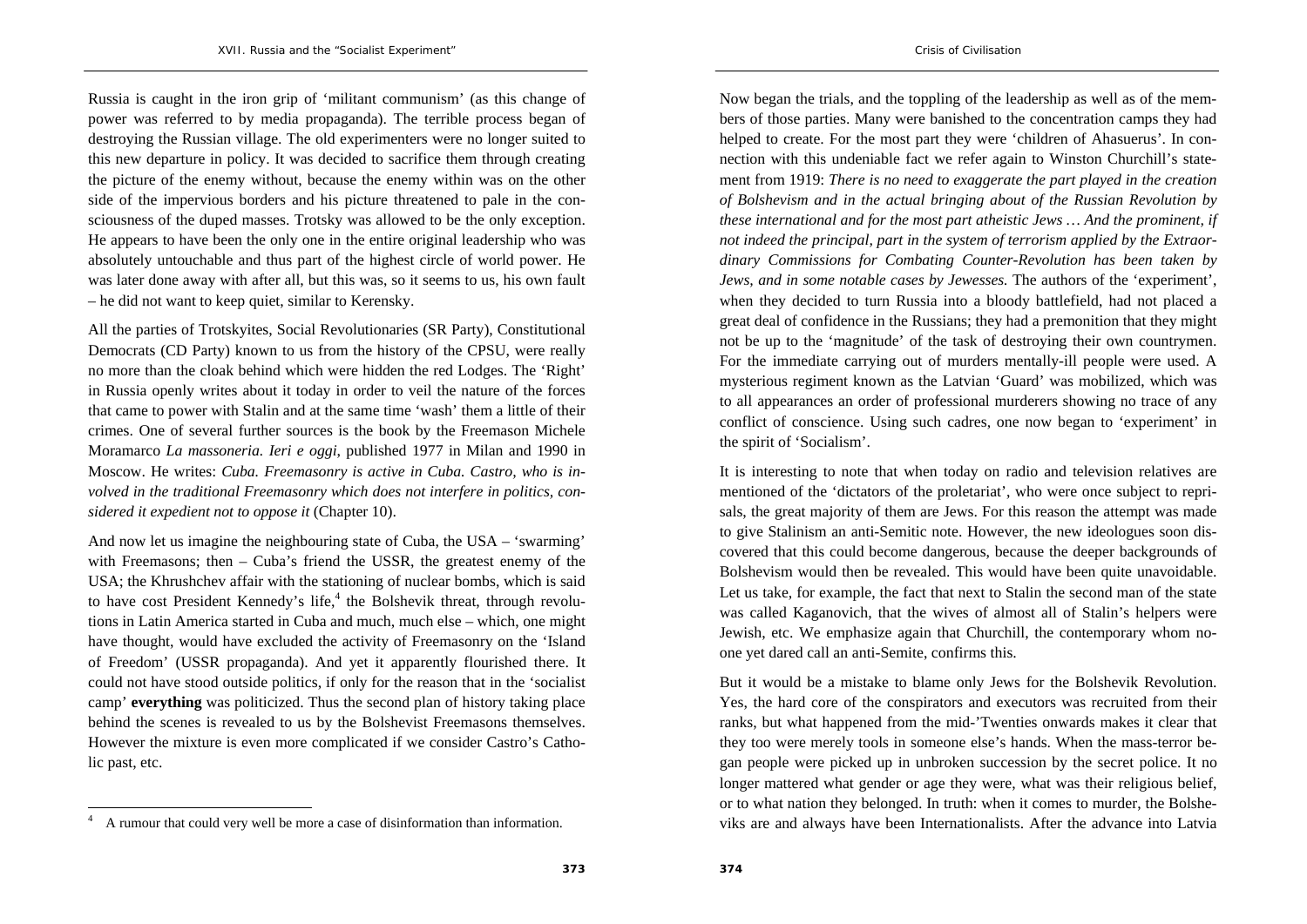Russia is caught in the iron grip of 'militant communism' (as this change of power was referred to by media propaganda). The terrible process began of destroying the Russian village. The old experimenters were no longer suited to this new departure in policy. It was decided to sacrifice them through creating the picture of the enemy without, because the enemy within was on the other side of the impervious borders and his picture threatened to pale in the consciousness of the duped masses. Trotsky was allowed to be the only exception. He appears to have been the only one in the entire original leadership who was absolutely untouchable and thus part of the highest circle of world power. He was later done away with after all, but this was, so it seems to us, his own fault – he did not want to keep quiet, similar to Kerensky.

All the parties of Trotskyites, Social Revolutionaries (SR Party), Constitutional Democrats (CD Party) known to us from the history of the CPSU, were really no more than the cloak behind which were hidden the red Lodges. The 'Right' in Russia openly writes about it today in order to veil the nature of the forces that came to power with Stalin and at the same time 'wash' them a little of their crimes. One of several further sources is the book by the Freemason Michele Moramarco *La massoneria. Ieri e oggi*, published 1977 in Milan and 1990 in Moscow. He writes: *Cuba. Freemasonry is active in Cuba. Castro, who is involved in the traditional Freemasonry which does not interfere in politics, considered it expedient not to oppose it* (Chapter 10).

And now let us imagine the neighbouring state of Cuba, the USA – 'swarming' with Freemasons; then – Cuba's friend the USSR, the greatest enemy of the USA; the Khrushchev affair with the stationing of nuclear bombs, which is said to have cost President Kennedy's life,[4] the Bolshevik threat, through revolutions in Latin America started in Cuba and much, much else – which, one might have thought, would have excluded the activity of Freemasonry on the 'Island of Freedom' (USSR propaganda). And yet it apparently flourished there. It could not have stood outside politics, if only for the reason that in the 'socialist camp' **everything** was politicized. Thus the second plan of history taking place behind the scenes is revealed to us by the Bolshevist Freemasons themselves. However the mixture is even more complicated if we consider Castro's Catholic past, etc.

[4] A rumour that could very well be more a case of disinformation than information.

Now began the trials, and the toppling of the leadership as well as of the members of those parties. Many were banished to the concentration camps they had helped to create. For the most part they were 'children of Ahasuerus'. In connection with this undeniable fact we refer again to Winston Churchill's statement from 1919: *There is no need to exaggerate the part played in the creation of Bolshevism and in the actual bringing about of the Russian Revolution by these international and for the most part atheistic Jews … And the prominent, if not indeed the principal, part in the system of terrorism applied by the Extraordinary Commissions for Combating Counter-Revolution has been taken by Jews, and in some notable cases by Jewesses.* The authors of the 'experiment', when they decided to turn Russia into a bloody battlefield, had not placed a great deal of confidence in the Russians; they had a premonition that they might not be up to the 'magnitude' of the task of destroying their own countrymen. For the immediate carrying out of murders mentally-ill people were used. A mysterious regiment known as the Latvian 'Guard' was mobilized, which was to all appearances an order of professional murderers showing no trace of any conflict of conscience. Using such cadres, one now began to 'experiment' in the spirit of 'Socialism'.

It is interesting to note that when today on radio and television relatives are mentioned of the 'dictators of the proletariat', who were once subject to reprisals, the great majority of them are Jews. For this reason the attempt was made to give Stalinism an anti-Semitic note. However, the new ideologues soon discovered that this could become dangerous, because the deeper backgrounds of Bolshevism would then be revealed. This would have been quite unavoidable. Let us take, for example, the fact that next to Stalin the second man of the state was called Kaganovich, that the wives of almost all of Stalin's helpers were Jewish, etc. We emphasize again that Churchill, the contemporary whom noone yet dared call an anti-Semite, confirms this.

But it would be a mistake to blame only Jews for the Bolshevik Revolution. Yes, the hard core of the conspirators and executors was recruited from their ranks, but what happened from the mid-'Twenties onwards makes it clear that they too were merely tools in someone else's hands. When the mass-terror began people were picked up in unbroken succession by the secret police. It no longer mattered what gender or age they were, what was their religious belief, or to what nation they belonged. In truth: when it comes to murder, the Bolsheviks are and always have been Internationalists. After the advance into Latvia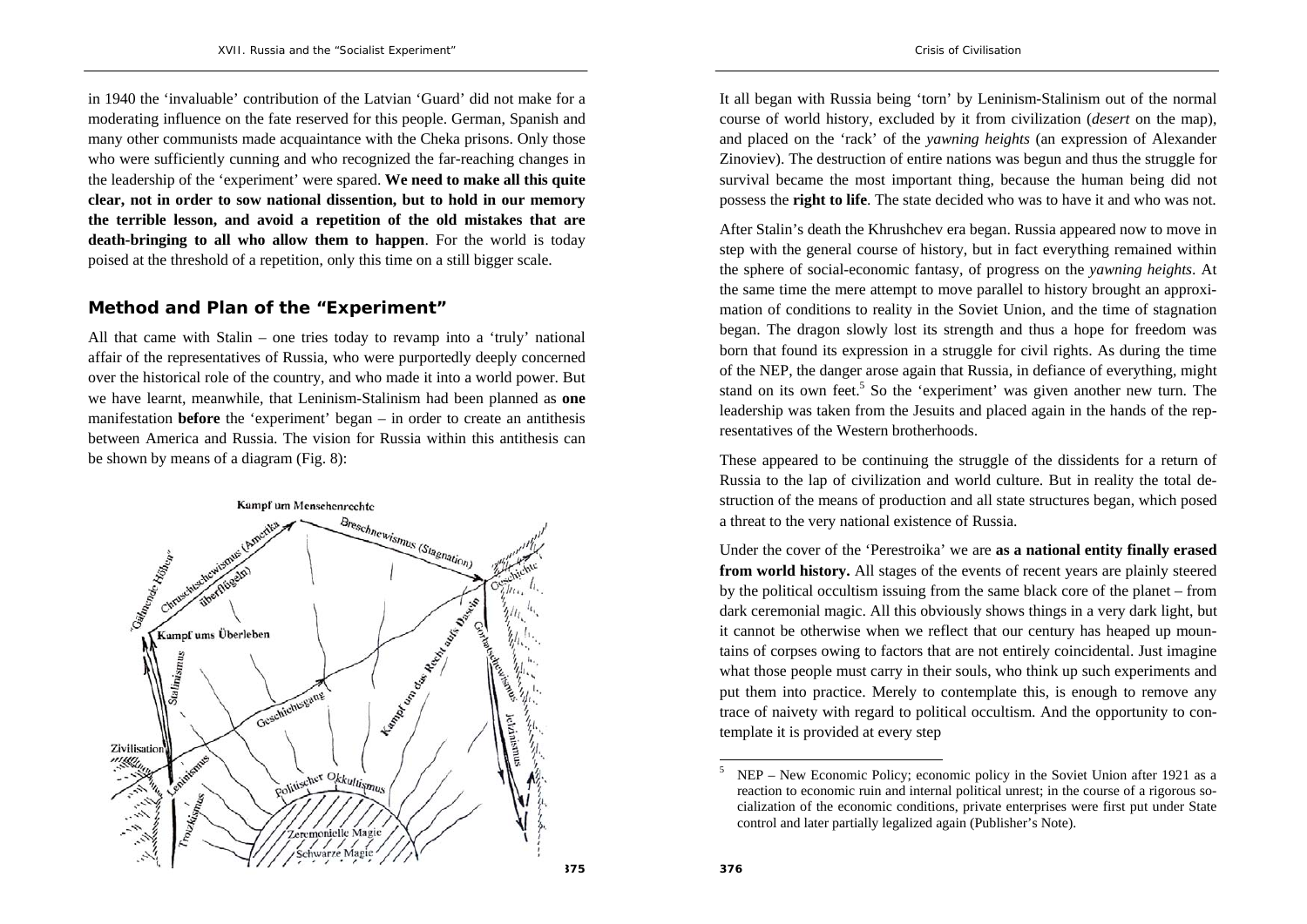in 1940 the 'invaluable' contribution of the Latvian 'Guard' did not make for a moderating influence on the fate reserved for this people. German, Spanish and many other communists made acquaintance with the Cheka prisons. Only those who were sufficiently cunning and who recognized the far-reaching changes in the leadership of the 'experiment' were spared. **We need to make all this quite clear, not in order to sow national dissention, but to hold in our memory the terrible lesson, and avoid a repetition of the old mistakes that are death-bringing to all who allow them to happen**. For the world is today poised at the threshold of a repetition, only this time on a still bigger scale.

## Method and Plan of the "Experiment"

All that came with Stalin – one tries today to revamp into a 'truly' national affair of the representatives of Russia, who were purportedly deeply concerned over the historical role of the country, and who made it into a world power. But we have learnt, meanwhile, that Leninism-Stalinism had been planned as **one** manifestation **before** the 'experiment' began – in order to create an antithesis between America and Russia. The vision for Russia within this antithesis can be shown by means of a diagram (Fig. 8):

It all began with Russia being 'torn' by Leninism-Stalinism out of the normal course of world history, excluded by it from civilization (*desert* on the map), and placed on the 'rack' of the *yawning heights* (an expression of Alexander Zinoviev). The destruction of entire nations was begun and thus the struggle for survival became the most important thing, because the human being did not possess the **right to life**. The state decided who was to have it and who was not.

After Stalin's death the Khrushchev era began. Russia appeared now to move in step with the general course of history, but in fact everything remained within the sphere of social-economic fantasy, of progress on the *yawning heights*. At the same time the mere attempt to move parallel to history brought an approximation of conditions to reality in the Soviet Union, and the time of stagnation began. The dragon slowly lost its strength and thus a hope for freedom was born that found its expression in a struggle for civil rights. As during the time of the NEP, the danger arose again that Russia, in defiance of everything, might stand on its own feet.[5] So the 'experiment' was given another new turn. The leadership was taken from the Jesuits and placed again in the hands of the representatives of the Western brotherhoods.

These appeared to be continuing the struggle of the dissidents for a return of Russia to the lap of civilization and world culture. But in reality the total destruction of the means of production and all state structures began, which posed a threat to the very national existence of Russia.

Under the cover of the 'Perestroika' we are **as a national entity finally erased from world history.** All stages of the events of recent years are plainly steered by the political occultism issuing from the same black core of the planet – from dark ceremonial magic. All this obviously shows things in a very dark light, but it cannot be otherwise when we reflect that our century has heaped up mountains of corpses owing to factors that are not entirely coincidental. Just imagine what those people must carry in their souls, who think up such experiments and put them into practice. Merely to contemplate this, is enough to remove any trace of naivety with regard to political occultism. And the opportunity to contemplate it is provided at every step

[5] NEP – New Economic Policy; economic policy in the Soviet Union after 1921 as a reaction to economic ruin and internal political unrest; in the course of a rigorous socialization of the economic conditions, private enterprises were first put under State control and later partially legalized again (Publisher's Note).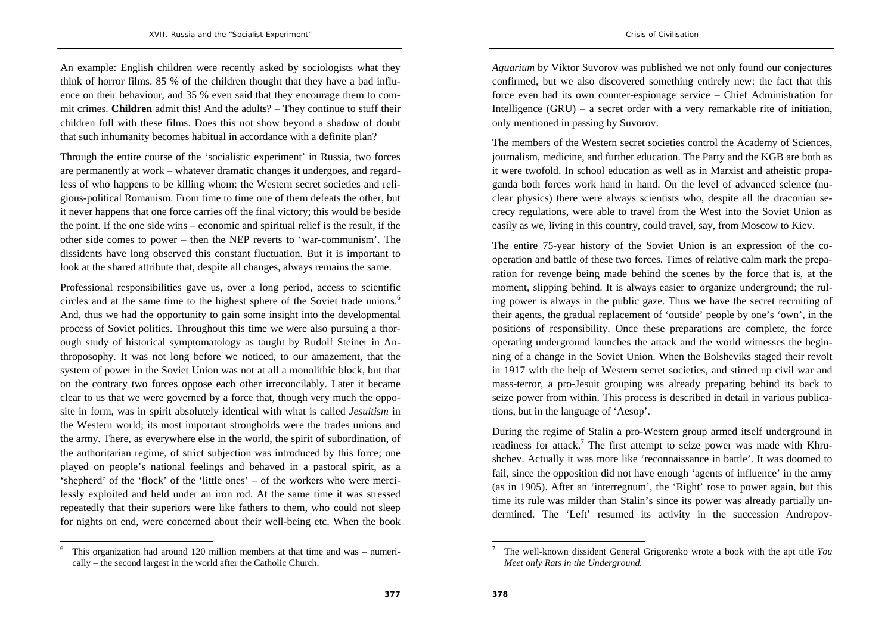An example: English children were recently asked by sociologists what they think of horror films. 85 % of the children thought that they have a bad influence on their behaviour, and 35 % even said that they encourage them to commit crimes. **Children** admit this! And the adults? – They continue to stuff their children full with these films. Does this not show beyond a shadow of doubt that such inhumanity becomes habitual in accordance with a definite plan?

Through the entire course of the 'socialistic experiment' in Russia, two forces are permanently at work – whatever dramatic changes it undergoes, and regardless of who happens to be killing whom: the Western secret societies and religious-political Romanism. From time to time one of them defeats the other, but it never happens that one force carries off the final victory; this would be beside the point. If the one side wins – economic and spiritual relief is the result, if the other side comes to power – then the NEP reverts to 'war-communism'. The dissidents have long observed this constant fluctuation. But it is important to look at the shared attribute that, despite all changes, always remains the same.

Professional responsibilities gave us, over a long period, access to scientific circles and at the same time to the highest sphere of the Soviet trade unions.[6] And, thus we had the opportunity to gain some insight into the developmental process of Soviet politics. Throughout this time we were also pursuing a thorough study of historical symptomatology as taught by Rudolf Steiner in Anthroposophy. It was not long before we noticed, to our amazement, that the system of power in the Soviet Union was not at all a monolithic block, but that on the contrary two forces oppose each other irreconcilably. Later it became clear to us that we were governed by a force that, though very much the opposite in form, was in spirit absolutely identical with what is called *Jesuitism* in the Western world; its most important strongholds were the trades unions and the army. There, as everywhere else in the world, the spirit of subordination, of the authoritarian regime, of strict subjection was introduced by this force; one played on people's national feelings and behaved in a pastoral spirit, as a 'shepherd' of the 'flock' of the 'little ones' – of the workers who were mercilessly exploited and held under an iron rod. At the same time it was stressed repeatedly that their superiors were like fathers to them, who could not sleep for nights on end, were concerned about their well-being etc. When the book *Aquarium* by Viktor Suvorov was published we not only found our conjectures confirmed, but we also discovered something entirely new: the fact that this force even had its own counter-espionage service – Chief Administration for Intelligence (GRU) – a secret order with a very remarkable rite of initiation, only mentioned in passing by Suvorov.

The members of the Western secret societies control the Academy of Sciences, journalism, medicine, and further education. The Party and the KGB are both as it were twofold. In school education as well as in Marxist and atheistic propaganda both forces work hand in hand. On the level of advanced science (nuclear physics) there were always scientists who, despite all the draconian secrecy regulations, were able to travel from the West into the Soviet Union as easily as we, living in this country, could travel, say, from Moscow to Kiev.

The entire 75-year history of the Soviet Union is an expression of the cooperation and battle of these two forces. Times of relative calm mark the preparation for revenge being made behind the scenes by the force that is, at the moment, slipping behind. It is always easier to organize underground; the ruling power is always in the public gaze. Thus we have the secret recruiting of their agents, the gradual replacement of 'outside' people by one's 'own', in the positions of responsibility. Once these preparations are complete, the force operating underground launches the attack and the world witnesses the beginning of a change in the Soviet Union. When the Bolsheviks staged their revolt in 1917 with the help of Western secret societies, and stirred up civil war and mass-terror, a pro-Jesuit grouping was already preparing behind its back to seize power from within. This process is described in detail in various publications, but in the language of 'Aesop'.

During the regime of Stalin a pro-Western group armed itself underground in readiness for attack.[7] The first attempt to seize power was made with Khrushchev. Actually it was more like 'reconnaissance in battle'. It was doomed to fail, since the opposition did not have enough 'agents of influence' in the army (as in 1905). After an 'interregnum', the 'Right' rose to power again, but this time its rule was milder than Stalin's since its power was already partially undermined. The 'Left' resumed its activity in the succession Andropov-

---

[6] This organization had around 120 million members at that time and was – numerically – the second largest in the world after the Catholic Church.

[7] The well-known dissident General Grigorenko wrote a book with the apt title *You Meet only Rats in the Underground.*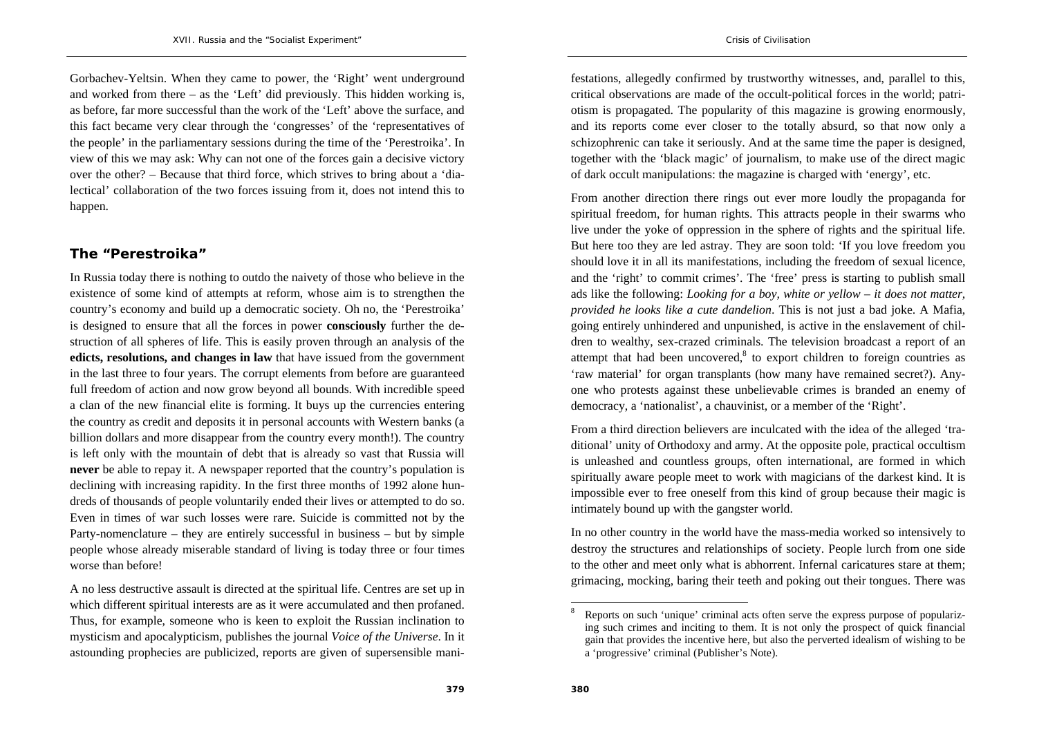Gorbachev-Yeltsin. When they came to power, the 'Right' went underground and worked from there – as the 'Left' did previously. This hidden working is, as before, far more successful than the work of the 'Left' above the surface, and this fact became very clear through the 'congresses' of the 'representatives of the people' in the parliamentary sessions during the time of the 'Perestroika'. In view of this we may ask: Why can not one of the forces gain a decisive victory over the other? – Because that third force, which strives to bring about a 'dialectical' collaboration of the two forces issuing from it, does not intend this to happen.

## The "Perestroika"

In Russia today there is nothing to outdo the naivety of those who believe in the existence of some kind of attempts at reform, whose aim is to strengthen the country's economy and build up a democratic society. Oh no, the 'Perestroika' is designed to ensure that all the forces in power **consciously** further the destruction of all spheres of life. This is easily proven through an analysis of the **edicts, resolutions, and changes in law** that have issued from the government in the last three to four years. The corrupt elements from before are guaranteed full freedom of action and now grow beyond all bounds. With incredible speed a clan of the new financial elite is forming. It buys up the currencies entering the country as credit and deposits it in personal accounts with Western banks (a billion dollars and more disappear from the country every month!). The country is left only with the mountain of debt that is already so vast that Russia will **never** be able to repay it. A newspaper reported that the country's population is declining with increasing rapidity. In the first three months of 1992 alone hundreds of thousands of people voluntarily ended their lives or attempted to do so. Even in times of war such losses were rare. Suicide is committed not by the Party-nomenclature – they are entirely successful in business – but by simple people whose already miserable standard of living is today three or four times worse than before!

A no less destructive assault is directed at the spiritual life. Centres are set up in which different spiritual interests are as it were accumulated and then profaned. Thus, for example, someone who is keen to exploit the Russian inclination to mysticism and apocalypticism, publishes the journal *Voice of the Universe*. In it astounding prophecies are publicized, reports are given of supersensible manifestations, allegedly confirmed by trustworthy witnesses, and, parallel to this, critical observations are made of the occult-political forces in the world; patriotism is propagated. The popularity of this magazine is growing enormously, and its reports come ever closer to the totally absurd, so that now only a schizophrenic can take it seriously. And at the same time the paper is designed, together with the 'black magic' of journalism, to make use of the direct magic of dark occult manipulations: the magazine is charged with 'energy', etc.

From another direction there rings out ever more loudly the propaganda for spiritual freedom, for human rights. This attracts people in their swarms who live under the yoke of oppression in the sphere of rights and the spiritual life. But here too they are led astray. They are soon told: 'If you love freedom you should love it in all its manifestations, including the freedom of sexual licence, and the 'right' to commit crimes'. The 'free' press is starting to publish small ads like the following: *Looking for a boy, white or yellow – it does not matter, provided he looks like a cute dandelion*. This is not just a bad joke. A Mafia, going entirely unhindered and unpunished, is active in the enslavement of children to wealthy, sex-crazed criminals. The television broadcast a report of an attempt that had been uncovered,[8] to export children to foreign countries as 'raw material' for organ transplants (how many have remained secret?). Anyone who protests against these unbelievable crimes is branded an enemy of democracy, a 'nationalist', a chauvinist, or a member of the 'Right'.

From a third direction believers are inculcated with the idea of the alleged 'traditional' unity of Orthodoxy and army. At the opposite pole, practical occultism is unleashed and countless groups, often international, are formed in which spiritually aware people meet to work with magicians of the darkest kind. It is impossible ever to free oneself from this kind of group because their magic is intimately bound up with the gangster world.

In no other country in the world have the mass-media worked so intensively to destroy the structures and relationships of society. People lurch from one side to the other and meet only what is abhorrent. Infernal caricatures stare at them; grimacing, mocking, baring their teeth and poking out their tongues. There was

[8] Reports on such 'unique' criminal acts often serve the express purpose of popularizing such crimes and inciting to them. It is not only the prospect of quick financial gain that provides the incentive here, but also the perverted idealism of wishing to be a 'progressive' criminal (Publisher's Note).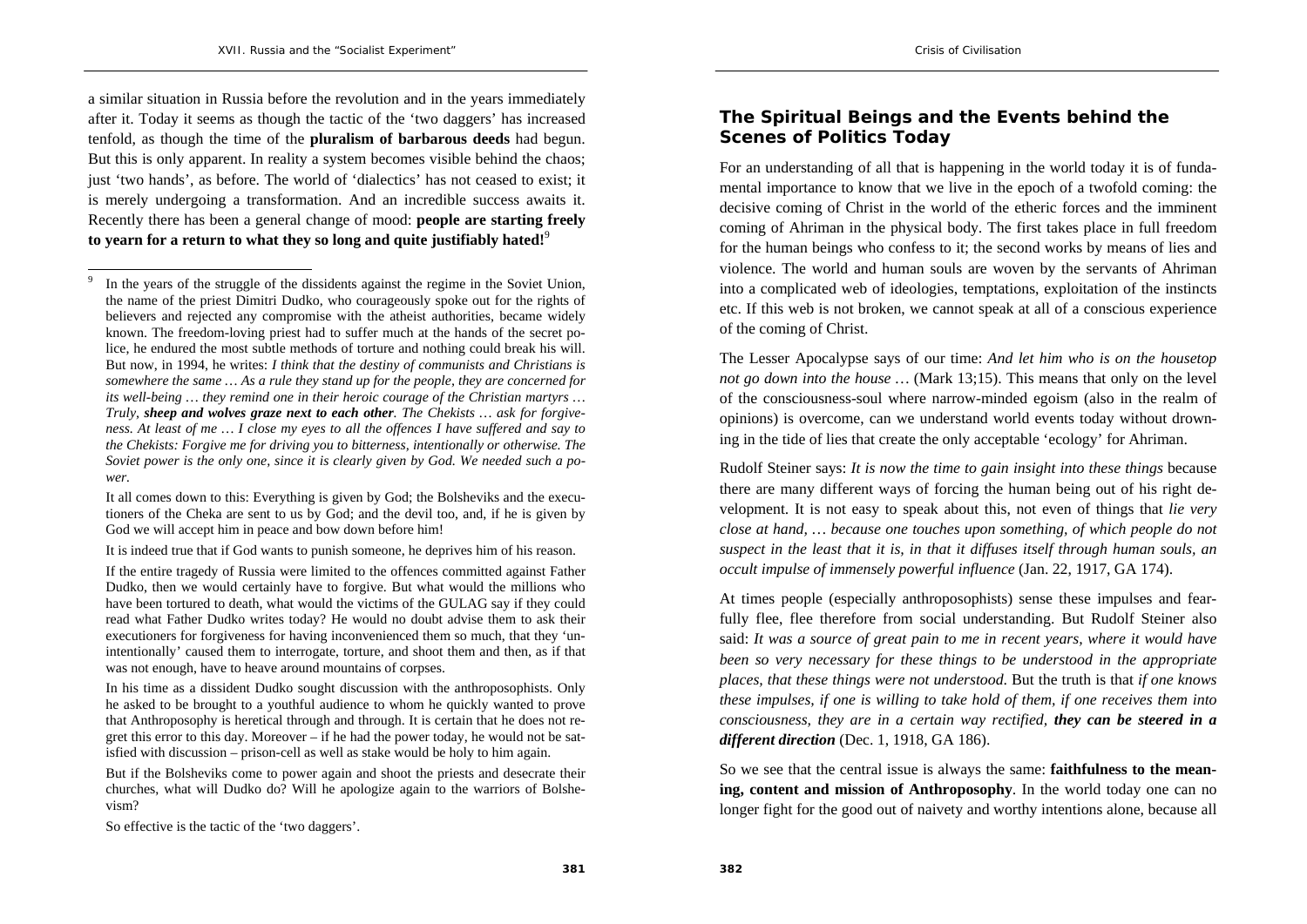a similar situation in Russia before the revolution and in the years immediately after it. Today it seems as though the tactic of the 'two daggers' has increased tenfold, as though the time of the **pluralism of barbarous deeds** had begun. But this is only apparent. In reality a system becomes visible behind the chaos; just 'two hands', as before. The world of 'dialectics' has not ceased to exist; it is merely undergoing a transformation. And an incredible success awaits it. Recently there has been a general change of mood: **people are starting freely to yearn for a return to what they so long and quite justifiably hated!**[9]

[9] In the years of the struggle of the dissidents against the regime in the Soviet Union, the name of the priest Dimitri Dudko, who courageously spoke out for the rights of believers and rejected any compromise with the atheist authorities, became widely known. The freedom-loving priest had to suffer much at the hands of the secret police, he endured the most subtle methods of torture and nothing could break his will. But now, in 1994, he writes: *I think that the destiny of communists and Christians is somewhere the same … As a rule they stand up for the people, they are concerned for its well-being … they remind one in their heroic courage of the Christian martyrs … Truly, **sheep and wolves graze next to each other**. The Chekists … ask for forgiveness. At least of me … I close my eyes to all the offences I have suffered and say to the Chekists: Forgive me for driving you to bitterness, intentionally or otherwise. The Soviet power is the only one, since it is clearly given by God. We needed such a power.*

It all comes down to this: Everything is given by God; the Bolsheviks and the executioners of the Cheka are sent to us by God; and the devil too, and, if he is given by God we will accept him in peace and bow down before him!

It is indeed true that if God wants to punish someone, he deprives him of his reason.

If the entire tragedy of Russia were limited to the offences committed against Father Dudko, then we would certainly have to forgive. But what would the millions who have been tortured to death, what would the victims of the GULAG say if they could read what Father Dudko writes today? He would no doubt advise them to ask their executioners for forgiveness for having inconvenienced them so much, that they 'unintentionally' caused them to interrogate, torture, and shoot them and then, as if that was not enough, have to heave around mountains of corpses.

In his time as a dissident Dudko sought discussion with the anthroposophists. Only he asked to be brought to a youthful audience to whom he quickly wanted to prove that Anthroposophy is heretical through and through. It is certain that he does not regret this error to this day. Moreover – if he had the power today, he would not be satisfied with discussion – prison-cell as well as stake would be holy to him again.

But if the Bolsheviks come to power again and shoot the priests and desecrate their churches, what will Dudko do? Will he apologize again to the warriors of Bolshevism?

So effective is the tactic of the 'two daggers'.

## The Spiritual Beings and the Events behind the Scenes of Politics Today

For an understanding of all that is happening in the world today it is of fundamental importance to know that we live in the epoch of a twofold coming: the decisive coming of Christ in the world of the etheric forces and the imminent coming of Ahriman in the physical body. The first takes place in full freedom for the human beings who confess to it; the second works by means of lies and violence. The world and human souls are woven by the servants of Ahriman into a complicated web of ideologies, temptations, exploitation of the instincts etc. If this web is not broken, we cannot speak at all of a conscious experience of the coming of Christ.

The Lesser Apocalypse says of our time: *And let him who is on the housetop not go down into the house* … (Mark 13;15). This means that only on the level of the consciousness-soul where narrow-minded egoism (also in the realm of opinions) is overcome, can we understand world events today without drowning in the tide of lies that create the only acceptable 'ecology' for Ahriman.

Rudolf Steiner says: *It is now the time to gain insight into these things* because there are many different ways of forcing the human being out of his right development. It is not easy to speak about this, not even of things that *lie very close at hand, … because one touches upon something, of which people do not suspect in the least that it is, in that it diffuses itself through human souls, an occult impulse of immensely powerful influence* (Jan. 22, 1917, GA 174).

At times people (especially anthroposophists) sense these impulses and fearfully flee, flee therefore from social understanding. But Rudolf Steiner also said: *It was a source of great pain to me in recent years, where it would have been so very necessary for these things to be understood in the appropriate places, that these things were not understood*. But the truth is that *if one knows these impulses, if one is willing to take hold of them, if one receives them into consciousness, they are in a certain way rectified, **they can be steered in a different direction*** (Dec. 1, 1918, GA 186).

So we see that the central issue is always the same: **faithfulness to the meaning, content and mission of Anthroposophy**. In the world today one can no longer fight for the good out of naivety and worthy intentions alone, because all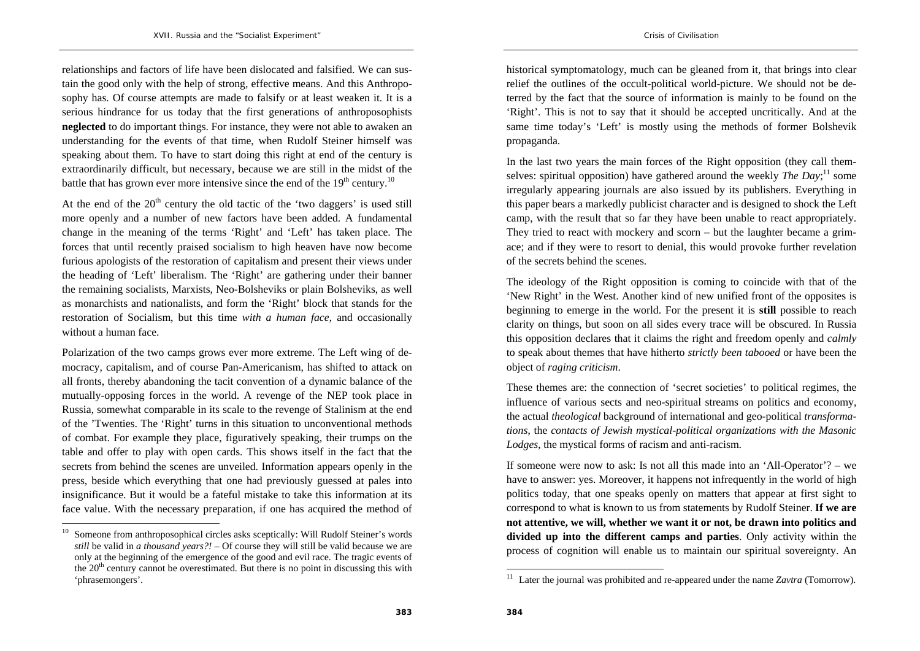relationships and factors of life have been dislocated and falsified. We can sustain the good only with the help of strong, effective means. And this Anthroposophy has. Of course attempts are made to falsify or at least weaken it. It is a serious hindrance for us today that the first generations of anthroposophists **neglected** to do important things. For instance, they were not able to awaken an understanding for the events of that time, when Rudolf Steiner himself was speaking about them. To have to start doing this right at end of the century is extraordinarily difficult, but necessary, because we are still in the midst of the battle that has grown ever more intensive since the end of the 19th century.[10]

At the end of the 20th century the old tactic of the 'two daggers' is used still more openly and a number of new factors have been added. A fundamental change in the meaning of the terms 'Right' and 'Left' has taken place. The forces that until recently praised socialism to high heaven have now become furious apologists of the restoration of capitalism and present their views under the heading of 'Left' liberalism. The 'Right' are gathering under their banner the remaining socialists, Marxists, Neo-Bolsheviks or plain Bolsheviks, as well as monarchists and nationalists, and form the 'Right' block that stands for the restoration of Socialism, but this time *with a human face*, and occasionally without a human face.

Polarization of the two camps grows ever more extreme. The Left wing of democracy, capitalism, and of course Pan-Americanism, has shifted to attack on all fronts, thereby abandoning the tacit convention of a dynamic balance of the mutually-opposing forces in the world. A revenge of the NEP took place in Russia, somewhat comparable in its scale to the revenge of Stalinism at the end of the 'Twenties. The 'Right' turns in this situation to unconventional methods of combat. For example they place, figuratively speaking, their trumps on the table and offer to play with open cards. This shows itself in the fact that the secrets from behind the scenes are unveiled. Information appears openly in the press, beside which everything that one had previously guessed at pales into insignificance. But it would be a fateful mistake to take this information at its face value. With the necessary preparation, if one has acquired the method of historical symptomatology, much can be gleaned from it, that brings into clear relief the outlines of the occult-political world-picture. We should not be deterred by the fact that the source of information is mainly to be found on the 'Right'. This is not to say that it should be accepted uncritically. And at the same time today's 'Left' is mostly using the methods of former Bolshevik propaganda.

In the last two years the main forces of the Right opposition (they call themselves: spiritual opposition) have gathered around the weekly *The Day*;[11] some irregularly appearing journals are also issued by its publishers. Everything in this paper bears a markedly publicist character and is designed to shock the Left camp, with the result that so far they have been unable to react appropriately. They tried to react with mockery and scorn – but the laughter became a grimace; and if they were to resort to denial, this would provoke further revelation of the secrets behind the scenes.

The ideology of the Right opposition is coming to coincide with that of the 'New Right' in the West. Another kind of new unified front of the opposites is beginning to emerge in the world. For the present it is **still** possible to reach clarity on things, but soon on all sides every trace will be obscured. In Russia this opposition declares that it claims the right and freedom openly and *calmly* to speak about themes that have hitherto *strictly been tabooed* or have been the object of *raging criticism*.

These themes are: the connection of 'secret societies' to political regimes, the influence of various sects and neo-spiritual streams on politics and economy, the actual *theological* background of international and geo-political *transformations*, the *contacts of Jewish mystical-political organizations with the Masonic Lodges*, the mystical forms of racism and anti-racism.

If someone were now to ask: Is not all this made into an 'All-Operator'? – we have to answer: yes. Moreover, it happens not infrequently in the world of high politics today, that one speaks openly on matters that appear at first sight to correspond to what is known to us from statements by Rudolf Steiner. **If we are not attentive, we will, whether we want it or not, be drawn into politics and divided up into the different camps and parties**. Only activity within the process of cognition will enable us to maintain our spiritual sovereignty. An

---

[10] Someone from anthroposophical circles asks sceptically: Will Rudolf Steiner's words *still* be valid in *a thousand years?!* – Of course they will still be valid because we are only at the beginning of the emergence of the good and evil race. The tragic events of the 20th century cannot be overestimated. But there is no point in discussing this with 'phrasemongers'.

[11] Later the journal was prohibited and re-appeared under the name *Zavtra* (Tomorrow).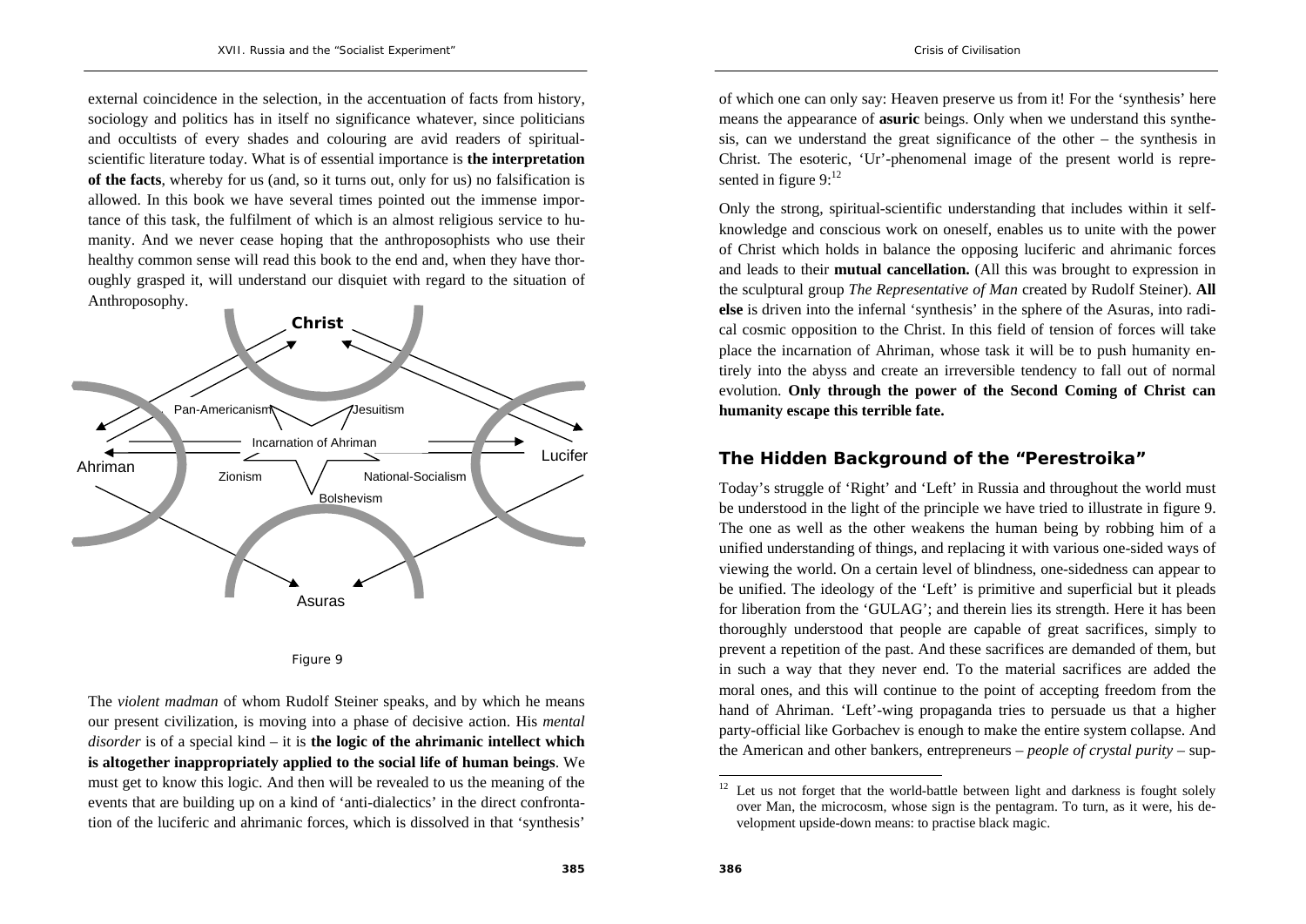external coincidence in the selection, in the accentuation of facts from history, sociology and politics has in itself no significance whatever, since politicians and occultists of every shades and colouring are avid readers of spiritual-scientific literature today. What is of essential importance is **the interpretation of the facts**, whereby for us (and, so it turns out, only for us) no falsification is allowed. In this book we have several times pointed out the immense importance of this task, the fulfilment of which is an almost religious service to humanity. And we never cease hoping that the anthroposophists who use their healthy common sense will read this book to the end and, when they have thoroughly grasped it, will understand our disquiet with regard to the situation of Anthroposophy.

Christ

Pan-Americanism — Jesuitism

Incarnation of Ahriman

Ahriman — Lucifer

Zionism — National-Socialism

Bolshevism

Asuras

Figure 9

The *violent madman* of whom Rudolf Steiner speaks, and by which he means our present civilization, is moving into a phase of decisive action. His *mental disorder* is of a special kind – it is **the logic of the ahrimanic intellect which is altogether inappropriately applied to the social life of human beings**. We must get to know this logic. And then will be revealed to us the meaning of the events that are building up on a kind of 'anti-dialectics' in the direct confrontation of the luciferic and ahrimanic forces, which is dissolved in that 'synthesis' of which one can only say: Heaven preserve us from it! For the 'synthesis' here means the appearance of **asuric** beings. Only when we understand this synthesis, can we understand the great significance of the other – the synthesis in Christ. The esoteric, 'Ur'-phenomenal image of the present world is represented in figure 9:[12]

Only the strong, spiritual-scientific understanding that includes within it self-knowledge and conscious work on oneself, enables us to unite with the power of Christ which holds in balance the opposing luciferic and ahrimanic forces and leads to their **mutual cancellation.** (All this was brought to expression in the sculptural group *The Representative of Man* created by Rudolf Steiner). **All else** is driven into the infernal 'synthesis' in the sphere of the Asuras, into radical cosmic opposition to the Christ. In this field of tension of forces will take place the incarnation of Ahriman, whose task it will be to push humanity entirely into the abyss and create an irreversible tendency to fall out of normal evolution. **Only through the power of the Second Coming of Christ can humanity escape this terrible fate.**

## The Hidden Background of the "Perestroika"

Today's struggle of 'Right' and 'Left' in Russia and throughout the world must be understood in the light of the principle we have tried to illustrate in figure 9. The one as well as the other weakens the human being by robbing him of a unified understanding of things, and replacing it with various one-sided ways of viewing the world. On a certain level of blindness, one-sidedness can appear to be unified. The ideology of the 'Left' is primitive and superficial but it pleads for liberation from the 'GULAG'; and therein lies its strength. Here it has been thoroughly understood that people are capable of great sacrifices, simply to prevent a repetition of the past. And these sacrifices are demanded of them, but in such a way that they never end. To the material sacrifices are added the moral ones, and this will continue to the point of accepting freedom from the hand of Ahriman. 'Left'-wing propaganda tries to persuade us that a higher party-official like Gorbachev is enough to make the entire system collapse. And the American and other bankers, entrepreneurs – *people of crystal purity* – sup-

[12] Let us not forget that the world-battle between light and darkness is fought solely over Man, the microcosm, whose sign is the pentagram. To turn, as it were, his development upside-down means: to practise black magic.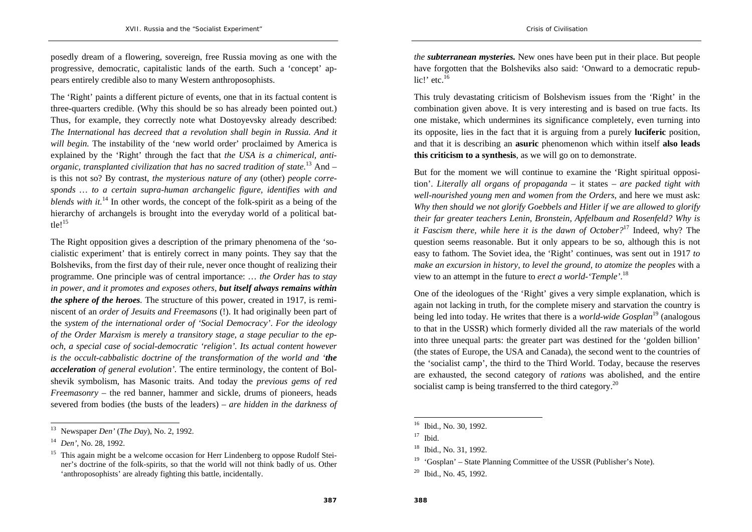posedly dream of a flowering, sovereign, free Russia moving as one with the progressive, democratic, capitalistic lands of the earth. Such a 'concept' appears entirely credible also to many Western anthroposophists.

The 'Right' paints a different picture of events, one that in its factual content is three-quarters credible. (Why this should be so has already been pointed out.) Thus, for example, they correctly note what Dostoyevsky already described: *The International has decreed that a revolution shall begin in Russia. And it will begin.* The instability of the 'new world order' proclaimed by America is explained by the 'Right' through the fact that *the USA is a chimerical, anti-organic, transplanted civilization that has no sacred tradition of state.*[13] And – is this not so? By contrast, *the mysterious nature of any* (other) *people corresponds … to a certain supra-human archangelic figure, identifies with and blends with it.*[14] In other words, the concept of the folk-spirit as a being of the hierarchy of archangels is brought into the everyday world of a political battle![15]

The Right opposition gives a description of the primary phenomena of the 'socialistic experiment' that is entirely correct in many points. They say that the Bolsheviks, from the first day of their rule, never once thought of realizing their programme. One principle was of central importance: … *the Order has to stay in power, and it promotes and exposes others, **but itself always remains within the sphere of the heroes**.* The structure of this power, created in 1917, is reminiscent of an *order of Jesuits and Freemasons* (!). It had originally been part of the *system of the international order of 'Social Democracy'. For the ideology of the Order Marxism is merely a transitory stage, a stage peculiar to the epoch, a special case of social-democratic 'religion'. Its actual content however is the occult-cabbalistic doctrine of the transformation of the world and '**the acceleration** of general evolution'.* The entire terminology, the content of Bolshevik symbolism, has Masonic traits. And today the *previous gems of red Freemasonry* – the red banner, hammer and sickle, drums of pioneers, heads severed from bodies (the busts of the leaders) – *are hidden in the darkness of the **subterranean mysteries.*** New ones have been put in their place. But people have forgotten that the Bolsheviks also said: 'Onward to a democratic republic!' etc.[16]

This truly devastating criticism of Bolshevism issues from the 'Right' in the combination given above. It is very interesting and is based on true facts. Its one mistake, which undermines its significance completely, even turning into its opposite, lies in the fact that it is arguing from a purely **luciferic** position, and that it is describing an **asuric** phenomenon which within itself **also leads this criticism to a synthesis**, as we will go on to demonstrate.

But for the moment we will continue to examine the 'Right spiritual opposition'. *Literally all organs of propaganda* – it states – *are packed tight with well-nourished young men and women from the Orders*, and here we must ask: *Why then should we not glorify Goebbels and Hitler if we are allowed to glorify their far greater teachers Lenin, Bronstein, Apfelbaum and Rosenfeld? Why is it Fascism there, while here it is the dawn of October?*[17] Indeed, why? The question seems reasonable. But it only appears to be so, although this is not easy to fathom. The Soviet idea, the 'Right' continues, was sent out in 1917 *to make an excursion in history, to level the ground, to atomize the peoples* with a view to an attempt in the future to *erect a world-'Temple'*.[18]

One of the ideologues of the 'Right' gives a very simple explanation, which is again not lacking in truth, for the complete misery and starvation the country is being led into today. He writes that there is a *world-wide Gosplan*[19] (analogous to that in the USSR) which formerly divided all the raw materials of the world into three unequal parts: the greater part was destined for the 'golden billion' (the states of Europe, the USA and Canada), the second went to the countries of the 'socialist camp', the third to the Third World. Today, because the reserves are exhausted, the second category of *rations* was abolished, and the entire socialist camp is being transferred to the third category.[20]

---

[13] Newspaper *Den'* (*The Day*), No. 2, 1992.

[14] *Den'*, No. 28, 1992.

[15] This again might be a welcome occasion for Herr Lindenberg to oppose Rudolf Steiner's doctrine of the folk-spirits, so that the world will not think badly of us. Other 'anthroposophists' are already fighting this battle, incidentally.

[16] Ibid., No. 30, 1992.

[17] Ibid.

[18] Ibid., No. 31, 1992.

[19] 'Gosplan' – State Planning Committee of the USSR (Publisher's Note).

[20] Ibid., No. 45, 1992.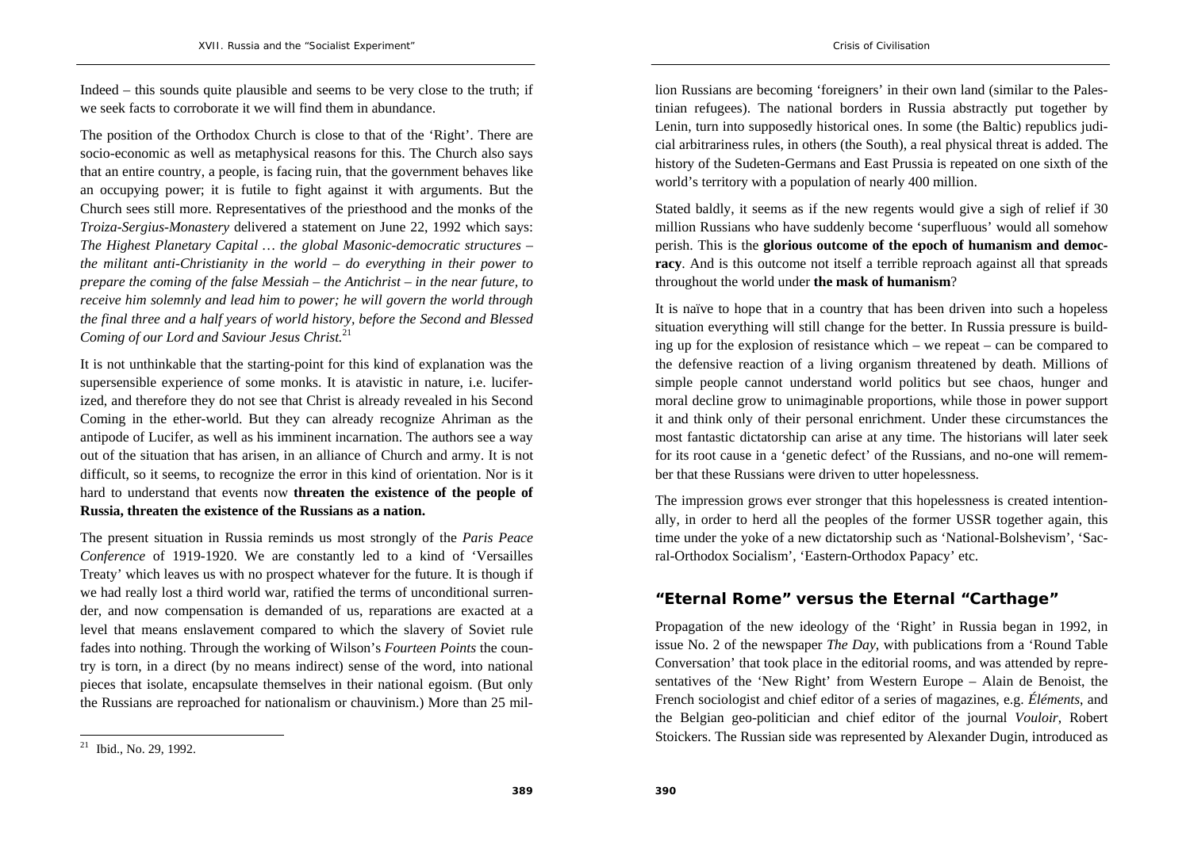Indeed – this sounds quite plausible and seems to be very close to the truth; if we seek facts to corroborate it we will find them in abundance.

The position of the Orthodox Church is close to that of the 'Right'. There are socio-economic as well as metaphysical reasons for this. The Church also says that an entire country, a people, is facing ruin, that the government behaves like an occupying power; it is futile to fight against it with arguments. But the Church sees still more. Representatives of the priesthood and the monks of the *Troiza-Sergius-Monastery* delivered a statement on June 22, 1992 which says: *The Highest Planetary Capital … the global Masonic-democratic structures – the militant anti-Christianity in the world – do everything in their power to prepare the coming of the false Messiah – the Antichrist – in the near future, to receive him solemnly and lead him to power; he will govern the world through the final three and a half years of world history, before the Second and Blessed Coming of our Lord and Saviour Jesus Christ.*[21]

It is not unthinkable that the starting-point for this kind of explanation was the supersensible experience of some monks. It is atavistic in nature, i.e. luciferized, and therefore they do not see that Christ is already revealed in his Second Coming in the ether-world. But they can already recognize Ahriman as the antipode of Lucifer, as well as his imminent incarnation. The authors see a way out of the situation that has arisen, in an alliance of Church and army. It is not difficult, so it seems, to recognize the error in this kind of orientation. Nor is it hard to understand that events now **threaten the existence of the people of Russia, threaten the existence of the Russians as a nation.**

The present situation in Russia reminds us most strongly of the *Paris Peace Conference* of 1919-1920. We are constantly led to a kind of 'Versailles Treaty' which leaves us with no prospect whatever for the future. It is though if we had really lost a third world war, ratified the terms of unconditional surrender, and now compensation is demanded of us, reparations are exacted at a level that means enslavement compared to which the slavery of Soviet rule fades into nothing. Through the working of Wilson's *Fourteen Points* the country is torn, in a direct (by no means indirect) sense of the word, into national pieces that isolate, encapsulate themselves in their national egoism. (But only the Russians are reproached for nationalism or chauvinism.) More than 25 million Russians are becoming 'foreigners' in their own land (similar to the Palestinian refugees). The national borders in Russia abstractly put together by Lenin, turn into supposedly historical ones. In some (the Baltic) republics judicial arbitrariness rules, in others (the South), a real physical threat is added. The history of the Sudeten-Germans and East Prussia is repeated on one sixth of the world's territory with a population of nearly 400 million.

Stated baldly, it seems as if the new regents would give a sigh of relief if 30 million Russians who have suddenly become 'superfluous' would all somehow perish. This is the **glorious outcome of the epoch of humanism and democracy**. And is this outcome not itself a terrible reproach against all that spreads throughout the world under **the mask of humanism**?

It is naïve to hope that in a country that has been driven into such a hopeless situation everything will still change for the better. In Russia pressure is building up for the explosion of resistance which – we repeat – can be compared to the defensive reaction of a living organism threatened by death. Millions of simple people cannot understand world politics but see chaos, hunger and moral decline grow to unimaginable proportions, while those in power support it and think only of their personal enrichment. Under these circumstances the most fantastic dictatorship can arise at any time. The historians will later seek for its root cause in a 'genetic defect' of the Russians, and no-one will remember that these Russians were driven to utter hopelessness.

The impression grows ever stronger that this hopelessness is created intentionally, in order to herd all the peoples of the former USSR together again, this time under the yoke of a new dictatorship such as 'National-Bolshevism', 'Sacral-Orthodox Socialism', 'Eastern-Orthodox Papacy' etc.

## "Eternal Rome" versus the Eternal "Carthage"

Propagation of the new ideology of the 'Right' in Russia began in 1992, in issue No. 2 of the newspaper *The Day*, with publications from a 'Round Table Conversation' that took place in the editorial rooms, and was attended by representatives of the 'New Right' from Western Europe – Alain de Benoist, the French sociologist and chief editor of a series of magazines, e.g. *Éléments*, and the Belgian geo-politician and chief editor of the journal *Vouloir*, Robert Stoickers. The Russian side was represented by Alexander Dugin, introduced as

[21] Ibid., No. 29, 1992.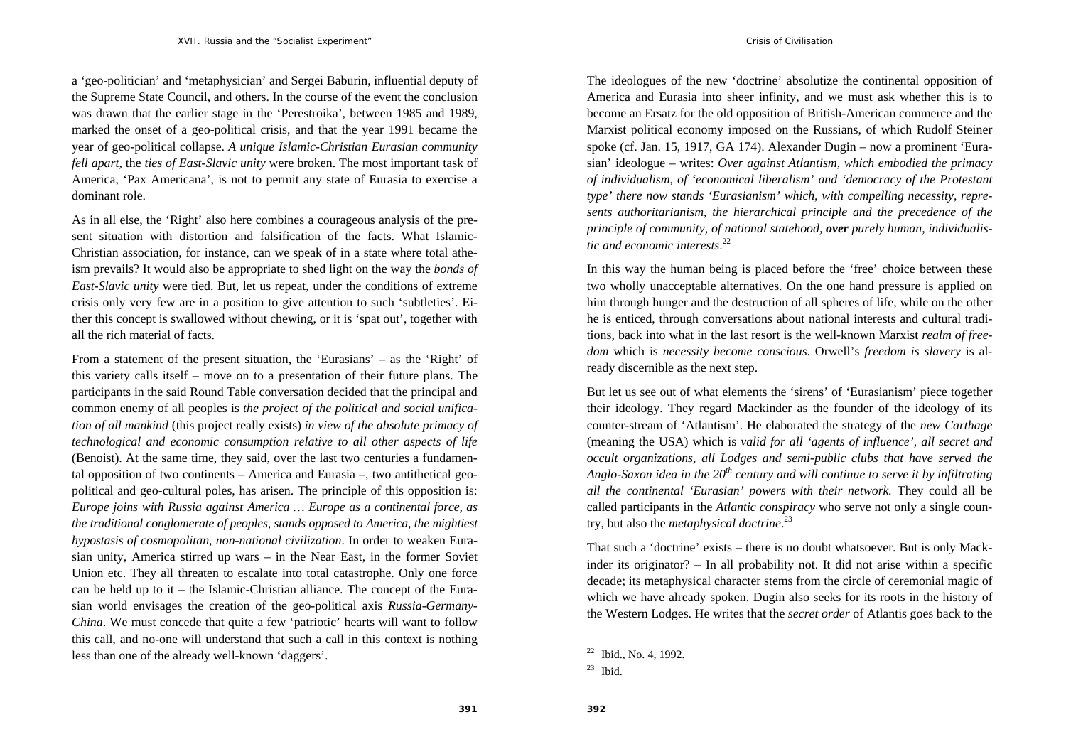a 'geo-politician' and 'metaphysician' and Sergei Baburin, influential deputy of the Supreme State Council, and others. In the course of the event the conclusion was drawn that the earlier stage in the 'Perestroika', between 1985 and 1989, marked the onset of a geo-political crisis, and that the year 1991 became the year of geo-political collapse. *A unique Islamic-Christian Eurasian community fell apart*, the *ties of East-Slavic unity* were broken. The most important task of America, 'Pax Americana', is not to permit any state of Eurasia to exercise a dominant role.

As in all else, the 'Right' also here combines a courageous analysis of the present situation with distortion and falsification of the facts. What Islamic-Christian association, for instance, can we speak of in a state where total atheism prevails? It would also be appropriate to shed light on the way the *bonds of East-Slavic unity* were tied. But, let us repeat, under the conditions of extreme crisis only very few are in a position to give attention to such 'subtleties'. Either this concept is swallowed without chewing, or it is 'spat out', together with all the rich material of facts.

From a statement of the present situation, the 'Eurasians' – as the 'Right' of this variety calls itself – move on to a presentation of their future plans. The participants in the said Round Table conversation decided that the principal and common enemy of all peoples is *the project of the political and social unification of all mankind* (this project really exists) *in view of the absolute primacy of technological and economic consumption relative to all other aspects of life* (Benoist). At the same time, they said, over the last two centuries a fundamental opposition of two continents – America and Eurasia –, two antithetical geo-political and geo-cultural poles, has arisen. The principle of this opposition is: *Europe joins with Russia against America … Europe as a continental force, as the traditional conglomerate of peoples, stands opposed to America, the mightiest hypostasis of cosmopolitan, non-national civilization*. In order to weaken Eurasian unity, America stirred up wars – in the Near East, in the former Soviet Union etc. They all threaten to escalate into total catastrophe. Only one force can be held up to it – the Islamic-Christian alliance. The concept of the Eurasian world envisages the creation of the geo-political axis *Russia-Germany-China*. We must concede that quite a few 'patriotic' hearts will want to follow this call, and no-one will understand that such a call in this context is nothing less than one of the already well-known 'daggers'.

The ideologues of the new 'doctrine' absolutize the continental opposition of America and Eurasia into sheer infinity, and we must ask whether this is to become an Ersatz for the old opposition of British-American commerce and the Marxist political economy imposed on the Russians, of which Rudolf Steiner spoke (cf. Jan. 15, 1917, GA 174). Alexander Dugin – now a prominent 'Eurasian' ideologue – writes: *Over against Atlantism, which embodied the primacy of individualism, of 'economical liberalism' and 'democracy of the Protestant type' there now stands 'Eurasianism' which, with compelling necessity, represents authoritarianism, the hierarchical principle and the precedence of the principle of community, of national statehood,* ***over*** *purely human, individualistic and economic interests*.[22]

In this way the human being is placed before the 'free' choice between these two wholly unacceptable alternatives. On the one hand pressure is applied on him through hunger and the destruction of all spheres of life, while on the other he is enticed, through conversations about national interests and cultural traditions, back into what in the last resort is the well-known Marxist *realm of freedom* which is *necessity become conscious*. Orwell's *freedom is slavery* is already discernible as the next step.

But let us see out of what elements the 'sirens' of 'Eurasianism' piece together their ideology. They regard Mackinder as the founder of the ideology of its counter-stream of 'Atlantism'. He elaborated the strategy of the *new Carthage* (meaning the USA) which is *valid for all 'agents of influence', all secret and occult organizations, all Lodges and semi-public clubs that have served the Anglo-Saxon idea in the 20th century and will continue to serve it by infiltrating all the continental 'Eurasian' powers with their network.* They could all be called participants in the *Atlantic conspiracy* who serve not only a single country, but also the *metaphysical doctrine*.[23]

That such a 'doctrine' exists – there is no doubt whatsoever. But is only Mackinder its originator? – In all probability not. It did not arise within a specific decade; its metaphysical character stems from the circle of ceremonial magic of which we have already spoken. Dugin also seeks for its roots in the history of the Western Lodges. He writes that the *secret order* of Atlantis goes back to the

---

[22] Ibid., No. 4, 1992.

[23] Ibid.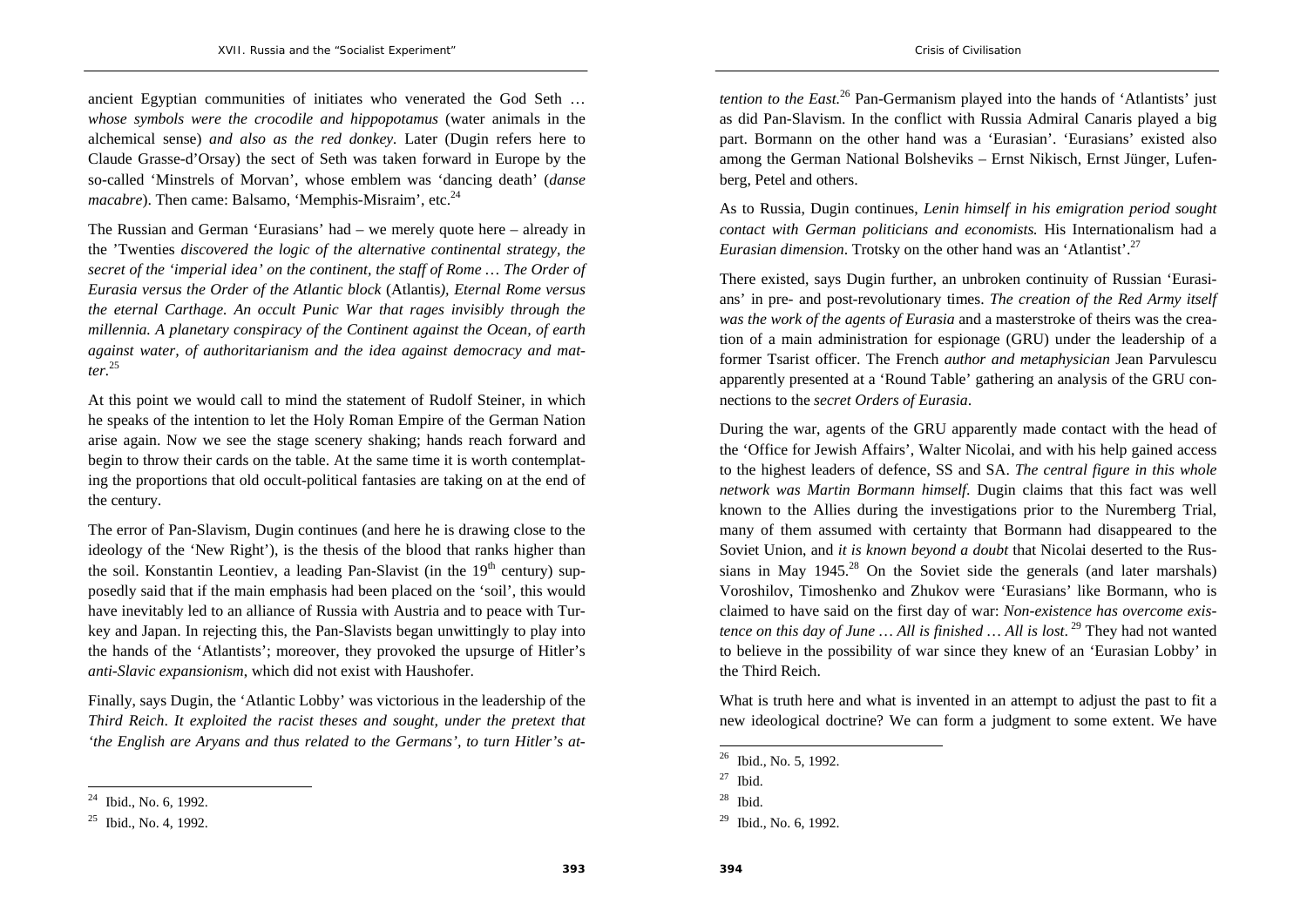ancient Egyptian communities of initiates who venerated the God Seth … *whose symbols were the crocodile and hippopotamus* (water animals in the alchemical sense) *and also as the red donkey.* Later (Dugin refers here to Claude Grasse-d'Orsay) the sect of Seth was taken forward in Europe by the so-called 'Minstrels of Morvan', whose emblem was 'dancing death' (*danse macabre*). Then came: Balsamo, 'Memphis-Misraim', etc.[24]

The Russian and German 'Eurasians' had – we merely quote here – already in the 'Twenties *discovered the logic of the alternative continental strategy, the secret of the 'imperial idea' on the continent, the staff of Rome … The Order of Eurasia versus the Order of the Atlantic block* (Atlantis*), Eternal Rome versus the eternal Carthage. An occult Punic War that rages invisibly through the millennia. A planetary conspiracy of the Continent against the Ocean, of earth against water, of authoritarianism and the idea against democracy and matter.*[25]

At this point we would call to mind the statement of Rudolf Steiner, in which he speaks of the intention to let the Holy Roman Empire of the German Nation arise again. Now we see the stage scenery shaking; hands reach forward and begin to throw their cards on the table. At the same time it is worth contemplating the proportions that old occult-political fantasies are taking on at the end of the century.

The error of Pan-Slavism, Dugin continues (and here he is drawing close to the ideology of the 'New Right'), is the thesis of the blood that ranks higher than the soil. Konstantin Leontiev, a leading Pan-Slavist (in the 19th century) supposedly said that if the main emphasis had been placed on the 'soil', this would have inevitably led to an alliance of Russia with Austria and to peace with Turkey and Japan. In rejecting this, the Pan-Slavists began unwittingly to play into the hands of the 'Atlantists'; moreover, they provoked the upsurge of Hitler's *anti-Slavic expansionism*, which did not exist with Haushofer.

Finally, says Dugin, the 'Atlantic Lobby' was victorious in the leadership of the *Third Reich*. *It exploited the racist theses and sought, under the pretext that 'the English are Aryans and thus related to the Germans', to turn Hitler's attention to the East.*[26] Pan-Germanism played into the hands of 'Atlantists' just as did Pan-Slavism. In the conflict with Russia Admiral Canaris played a big part. Bormann on the other hand was a 'Eurasian'. 'Eurasians' existed also among the German National Bolsheviks – Ernst Nikisch, Ernst Jünger, Lufenberg, Petel and others.

As to Russia, Dugin continues, *Lenin himself in his emigration period sought contact with German politicians and economists.* His Internationalism had a *Eurasian dimension*. Trotsky on the other hand was an 'Atlantist'.[27]

There existed, says Dugin further, an unbroken continuity of Russian 'Eurasians' in pre- and post-revolutionary times. *The creation of the Red Army itself was the work of the agents of Eurasia* and a masterstroke of theirs was the creation of a main administration for espionage (GRU) under the leadership of a former Tsarist officer. The French *author and metaphysician* Jean Parvulescu apparently presented at a 'Round Table' gathering an analysis of the GRU connections to the *secret Orders of Eurasia*.

During the war, agents of the GRU apparently made contact with the head of the 'Office for Jewish Affairs', Walter Nicolai, and with his help gained access to the highest leaders of defence, SS and SA. *The central figure in this whole network was Martin Bormann himself*. Dugin claims that this fact was well known to the Allies during the investigations prior to the Nuremberg Trial, many of them assumed with certainty that Bormann had disappeared to the Soviet Union, and *it is known beyond a doubt* that Nicolai deserted to the Russians in May 1945.[28] On the Soviet side the generals (and later marshals) Voroshilov, Timoshenko and Zhukov were 'Eurasians' like Bormann, who is claimed to have said on the first day of war: *Non-existence has overcome existence on this day of June … All is finished … All is lost.*[29] They had not wanted to believe in the possibility of war since they knew of an 'Eurasian Lobby' in the Third Reich.

What is truth here and what is invented in an attempt to adjust the past to fit a new ideological doctrine? We can form a judgment to some extent. We have

---

[24] Ibid., No. 6, 1992.

[25] Ibid., No. 4, 1992.

[26] Ibid., No. 5, 1992.

[27] Ibid.

[28] Ibid.

[29] Ibid., No. 6, 1992.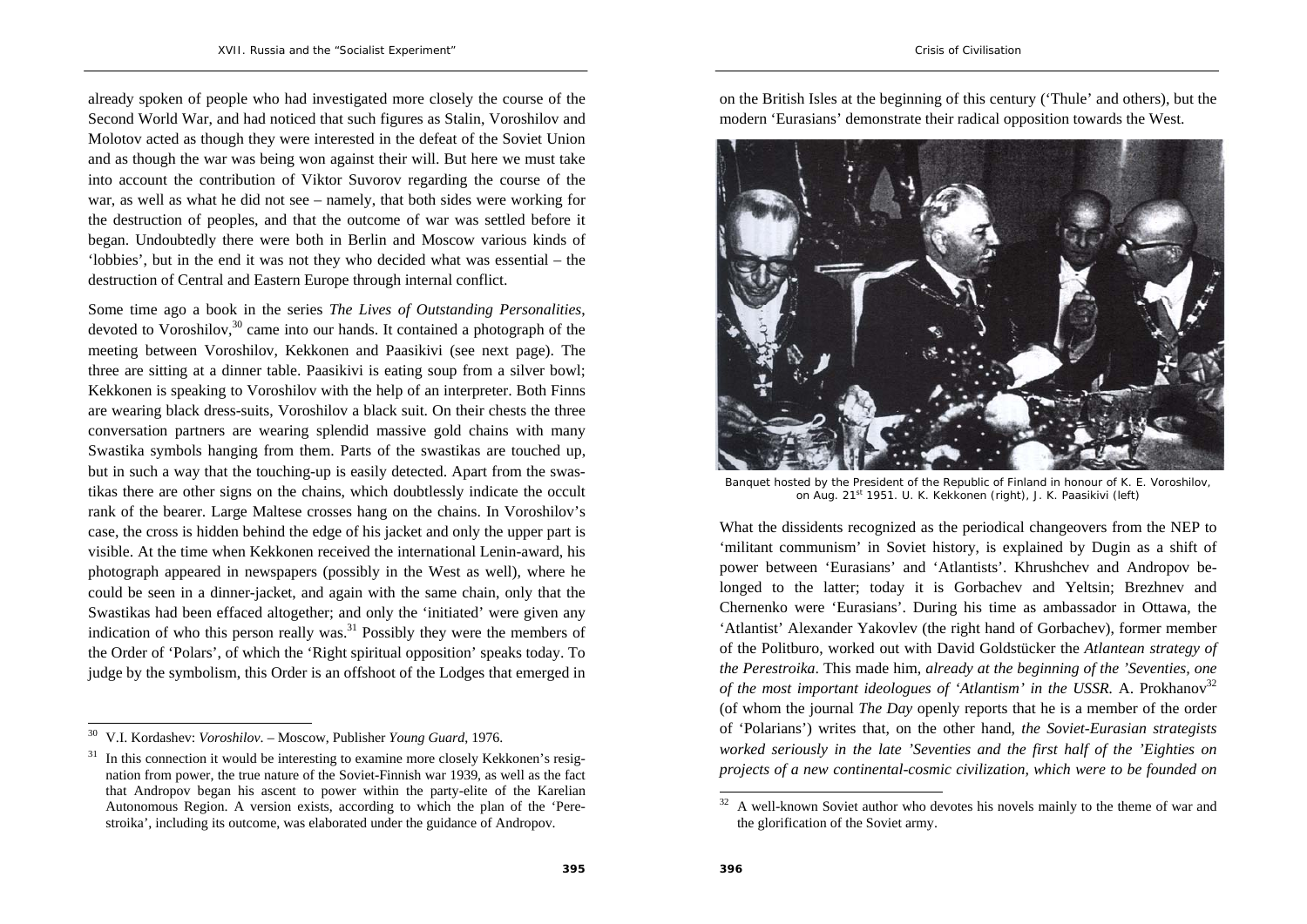already spoken of people who had investigated more closely the course of the Second World War, and had noticed that such figures as Stalin, Voroshilov and Molotov acted as though they were interested in the defeat of the Soviet Union and as though the war was being won against their will. But here we must take into account the contribution of Viktor Suvorov regarding the course of the war, as well as what he did not see – namely, that both sides were working for the destruction of peoples, and that the outcome of war was settled before it began. Undoubtedly there were both in Berlin and Moscow various kinds of 'lobbies', but in the end it was not they who decided what was essential – the destruction of Central and Eastern Europe through internal conflict.

Some time ago a book in the series *The Lives of Outstanding Personalities*, devoted to Voroshilov,[30] came into our hands. It contained a photograph of the meeting between Voroshilov, Kekkonen and Paasikivi (see next page). The three are sitting at a dinner table. Paasikivi is eating soup from a silver bowl; Kekkonen is speaking to Voroshilov with the help of an interpreter. Both Finns are wearing black dress-suits, Voroshilov a black suit. On their chests the three conversation partners are wearing splendid massive gold chains with many Swastika symbols hanging from them. Parts of the swastikas are touched up, but in such a way that the touching-up is easily detected. Apart from the swastikas there are other signs on the chains, which doubtlessly indicate the occult rank of the bearer. Large Maltese crosses hang on the chains. In Voroshilov's case, the cross is hidden behind the edge of his jacket and only the upper part is visible. At the time when Kekkonen received the international Lenin-award, his photograph appeared in newspapers (possibly in the West as well), where he could be seen in a dinner-jacket, and again with the same chain, only that the Swastikas had been effaced altogether; and only the 'initiated' were given any indication of who this person really was.[31] Possibly they were the members of the Order of 'Polars', of which the 'Right spiritual opposition' speaks today. To judge by the symbolism, this Order is an offshoot of the Lodges that emerged in on the British Isles at the beginning of this century ('Thule' and others), but the modern 'Eurasians' demonstrate their radical opposition towards the West.

Banquet hosted by the President of the Republic of Finland in honour of K. E. Voroshilov, on Aug. 21st 1951. U. K. Kekkonen (right), J. K. Paasikivi (left)

What the dissidents recognized as the periodical changeovers from the NEP to 'militant communism' in Soviet history, is explained by Dugin as a shift of power between 'Eurasians' and 'Atlantists'. Khrushchev and Andropov belonged to the latter; today it is Gorbachev and Yeltsin; Brezhnev and Chernenko were 'Eurasians'. During his time as ambassador in Ottawa, the 'Atlantist' Alexander Yakovlev (the right hand of Gorbachev), former member of the Politburo, worked out with David Goldstücker the *Atlantean strategy of the Perestroika*. This made him, *already at the beginning of the 'Seventies, one of the most important ideologues of 'Atlantism' in the USSR*. A. Prokhanov[32] (of whom the journal *The Day* openly reports that he is a member of the order of 'Polarians') writes that, on the other hand, *the Soviet-Eurasian strategists worked seriously in the late 'Seventies and the first half of the 'Eighties on projects of a new continental-cosmic civilization, which were to be founded on*

---

[30] V.I. Kordashev: *Voroshilov*. – Moscow, Publisher *Young Guard*, 1976.

[31] In this connection it would be interesting to examine more closely Kekkonen's resignation from power, the true nature of the Soviet-Finnish war 1939, as well as the fact that Andropov began his ascent to power within the party-elite of the Karelian Autonomous Region. A version exists, according to which the plan of the 'Perestroika', including its outcome, was elaborated under the guidance of Andropov.

[32] A well-known Soviet author who devotes his novels mainly to the theme of war and the glorification of the Soviet army.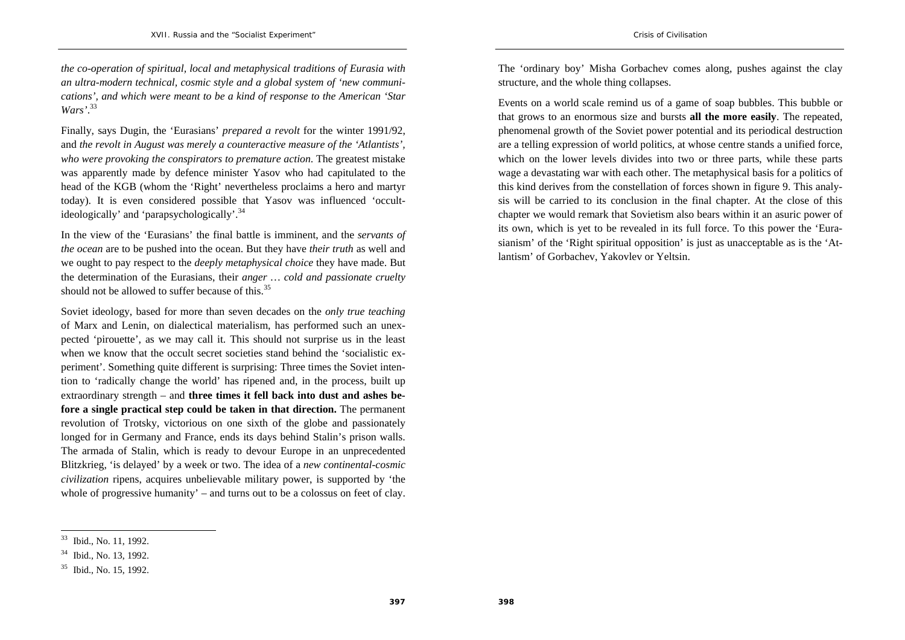*the co-operation of spiritual, local and metaphysical traditions of Eurasia with an ultra-modern technical, cosmic style and a global system of 'new communications', and which were meant to be a kind of response to the American 'Star Wars'*.[33]

Finally, says Dugin, the 'Eurasians' *prepared a revolt* for the winter 1991/92, and *the revolt in August was merely a counteractive measure of the 'Atlantists', who were provoking the conspirators to premature action*. The greatest mistake was apparently made by defence minister Yasov who had capitulated to the head of the KGB (whom the 'Right' nevertheless proclaims a hero and martyr today). It is even considered possible that Yasov was influenced 'occult-ideologically' and 'parapsychologically'.[34]

In the view of the 'Eurasians' the final battle is imminent, and the *servants of the ocean* are to be pushed into the ocean. But they have *their truth* as well and we ought to pay respect to the *deeply metaphysical choice* they have made. But the determination of the Eurasians, their *anger … cold and passionate cruelty* should not be allowed to suffer because of this.[35]

Soviet ideology, based for more than seven decades on the *only true teaching* of Marx and Lenin, on dialectical materialism, has performed such an unexpected 'pirouette', as we may call it. This should not surprise us in the least when we know that the occult secret societies stand behind the 'socialistic experiment'. Something quite different is surprising: Three times the Soviet intention to 'radically change the world' has ripened and, in the process, built up extraordinary strength – and **three times it fell back into dust and ashes before a single practical step could be taken in that direction.** The permanent revolution of Trotsky, victorious on one sixth of the globe and passionately longed for in Germany and France, ends its days behind Stalin's prison walls. The armada of Stalin, which is ready to devour Europe in an unprecedented Blitzkrieg, 'is delayed' by a week or two. The idea of a *new continental-cosmic civilization* ripens, acquires unbelievable military power, is supported by 'the whole of progressive humanity' – and turns out to be a colossus on feet of clay. The 'ordinary boy' Misha Gorbachev comes along, pushes against the clay structure, and the whole thing collapses.

Events on a world scale remind us of a game of soap bubbles. This bubble or that grows to an enormous size and bursts **all the more easily**. The repeated, phenomenal growth of the Soviet power potential and its periodical destruction are a telling expression of world politics, at whose centre stands a unified force, which on the lower levels divides into two or three parts, while these parts wage a devastating war with each other. The metaphysical basis for a politics of this kind derives from the constellation of forces shown in figure 9. This analysis will be carried to its conclusion in the final chapter. At the close of this chapter we would remark that Sovietism also bears within it an asuric power of its own, which is yet to be revealed in its full force. To this power the 'Eurasianism' of the 'Right spiritual opposition' is just as unacceptable as is the 'Atlantism' of Gorbachev, Yakovlev or Yeltsin.

---

[33] Ibid., No. 11, 1992.

[34] Ibid., No. 13, 1992.

[35] Ibid., No. 15, 1992.